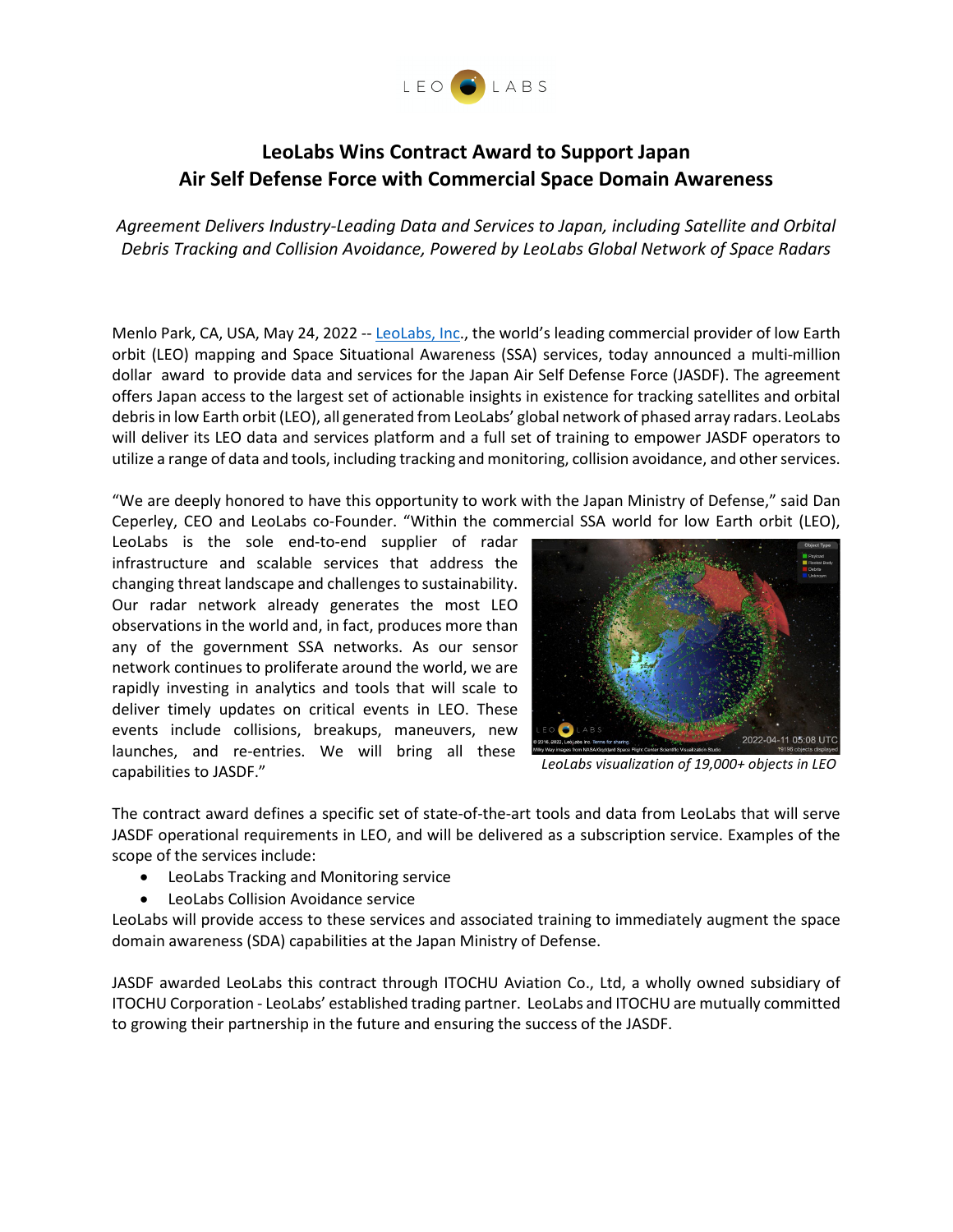LEO LABS

# LeoLabs Wins Contract Award to Support Japan Air Self Defense Force with Commercial Space Domain Awareness

*Agreement Delivers Industry-Leading Data and Services to Japan, including Satellite and Orbital Debris Tracking and Collision Avoidance, Powered by LeoLabs Global Network of Space Radars*

Menlo Park, CA, USA, May 24, 2022 -- LeoLabs, Inc., the world's leading commercial provider of low Earth orbit (LEO) mapping and Space Situational Awareness (SSA) services, today announced a multi-million dollar award to provide data and services for the Japan Air Self Defense Force (JASDF). The agreement offers Japan access to the largest set of actionable insights in existence for tracking satellites and orbital debris in low Earth orbit (LEO), all generated from LeoLabs' global network of phased array radars. LeoLabs will deliver its LEO data and services platform and a full set of training to empower JASDF operators to utilize a range of data and tools, including tracking and monitoring, collision avoidance, and other services.

"We are deeply honored to have this opportunity to work with the Japan Ministry of Defense," said Dan Ceperley, CEO and LeoLabs co-Founder. "Within the commercial SSA world for low Earth orbit (LEO), LeoLabs is the sole end-to-end supplier of radar infrastructure and scalable services that address the changing threat landscape and challenges to sustainability. Our radar network already generates the most LEO observations in the world and, in fact, produces more than any of the government SSA networks. As our sensor network continues to proliferate around the world, we are rapidly investing in analytics and tools that will scale to deliver timely updates on critical events in LEO. These events include collisions, breakups, maneuvers, new launches, and re-entries. We will bring all these capabilities to JASDF."

*LeoLabs visualization of 19,000+ objects in LEO*

The contract award defines a specific set of state-of-the-art tools and data from LeoLabs that will serve JASDF operational requirements in LEO, and will be delivered as a subscription service. Examples of the scope of the services include:

- LeoLabs Tracking and Monitoring service
- LeoLabs Collision Avoidance service

LeoLabs will provide access to these services and associated training to immediately augment the space domain awareness (SDA) capabilities at the Japan Ministry of Defense.

JASDF awarded LeoLabs this contract through ITOCHU Aviation Co., Ltd, a wholly owned subsidiary of ITOCHU Corporation - LeoLabs' established trading partner. LeoLabs and ITOCHU are mutually committed to growing their partnership in the future and ensuring the success of the JASDF.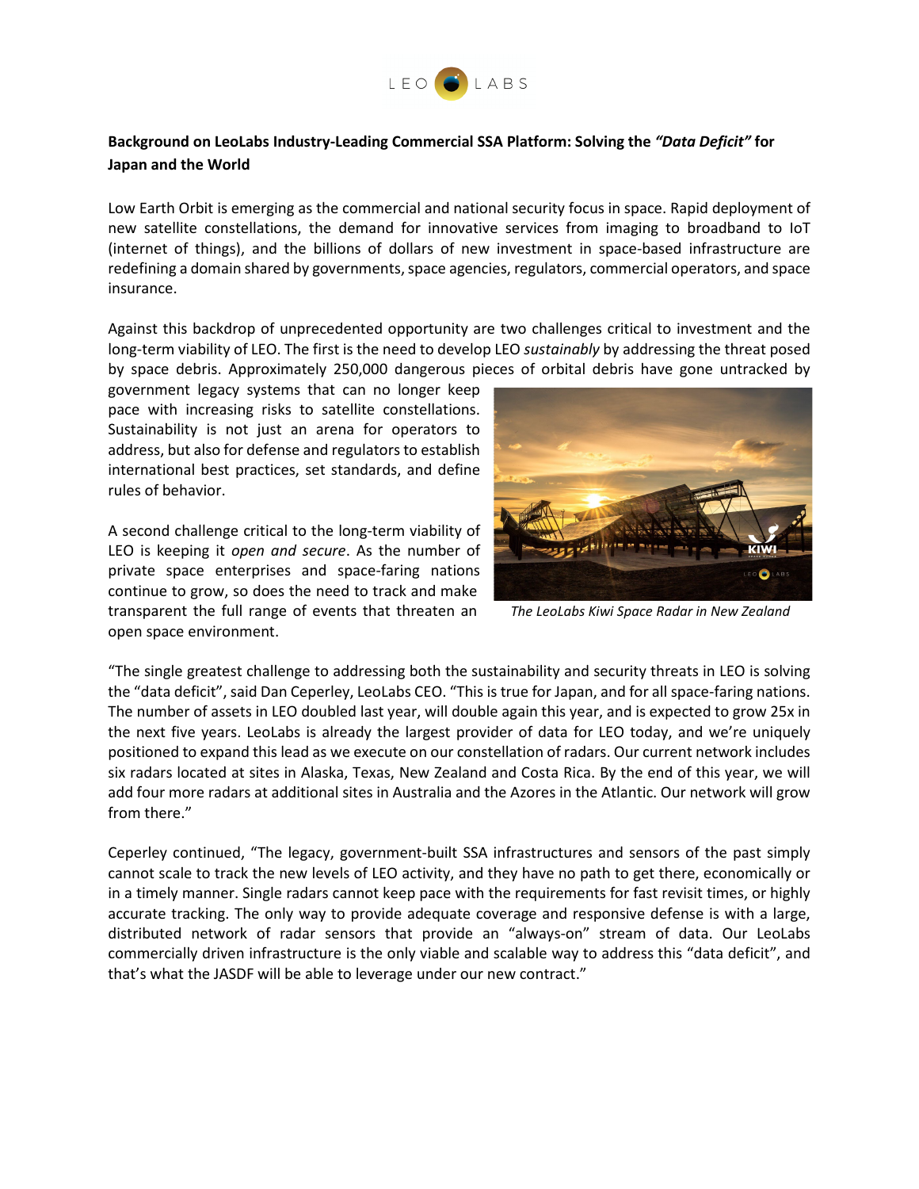**Background on LeoLabs Industry-Leading Commercial SSA Platform: Solving the *"Data Deficit"* for Japan and the World**

Low Earth Orbit is emerging as the commercial and national security focus in space. Rapid deployment of new satellite constellations, the demand for innovative services from imaging to broadband to IoT (internet of things), and the billions of dollars of new investment in space-based infrastructure are redefining a domain shared by governments, space agencies, regulators, commercial operators, and space insurance.

Against this backdrop of unprecedented opportunity are two challenges critical to investment and the long-term viability of LEO. The first is the need to develop LEO *sustainably* by addressing the threat posed by space debris. Approximately 250,000 dangerous pieces of orbital debris have gone untracked by government legacy systems that can no longer keep pace with increasing risks to satellite constellations. Sustainability is not just an arena for operators to address, but also for defense and regulators to establish international best practices, set standards, and define rules of behavior.

A second challenge critical to the long-term viability of LEO is keeping it *open and secure*. As the number of private space enterprises and space-faring nations continue to grow, so does the need to track and make transparent the full range of events that threaten an open space environment.

*The LeoLabs Kiwi Space Radar in New Zealand*

"The single greatest challenge to addressing both the sustainability and security threats in LEO is solving the "data deficit", said Dan Ceperley, LeoLabs CEO. "This is true for Japan, and for all space-faring nations. The number of assets in LEO doubled last year, will double again this year, and is expected to grow 25x in the next five years. LeoLabs is already the largest provider of data for LEO today, and we're uniquely positioned to expand this lead as we execute on our constellation of radars. Our current network includes six radars located at sites in Alaska, Texas, New Zealand and Costa Rica. By the end of this year, we will add four more radars at additional sites in Australia and the Azores in the Atlantic. Our network will grow from there."

Ceperley continued, "The legacy, government-built SSA infrastructures and sensors of the past simply cannot scale to track the new levels of LEO activity, and they have no path to get there, economically or in a timely manner. Single radars cannot keep pace with the requirements for fast revisit times, or highly accurate tracking. The only way to provide adequate coverage and responsive defense is with a large, distributed network of radar sensors that provide an "always-on" stream of data. Our LeoLabs commercially driven infrastructure is the only viable and scalable way to address this "data deficit", and that's what the JASDF will be able to leverage under our new contract."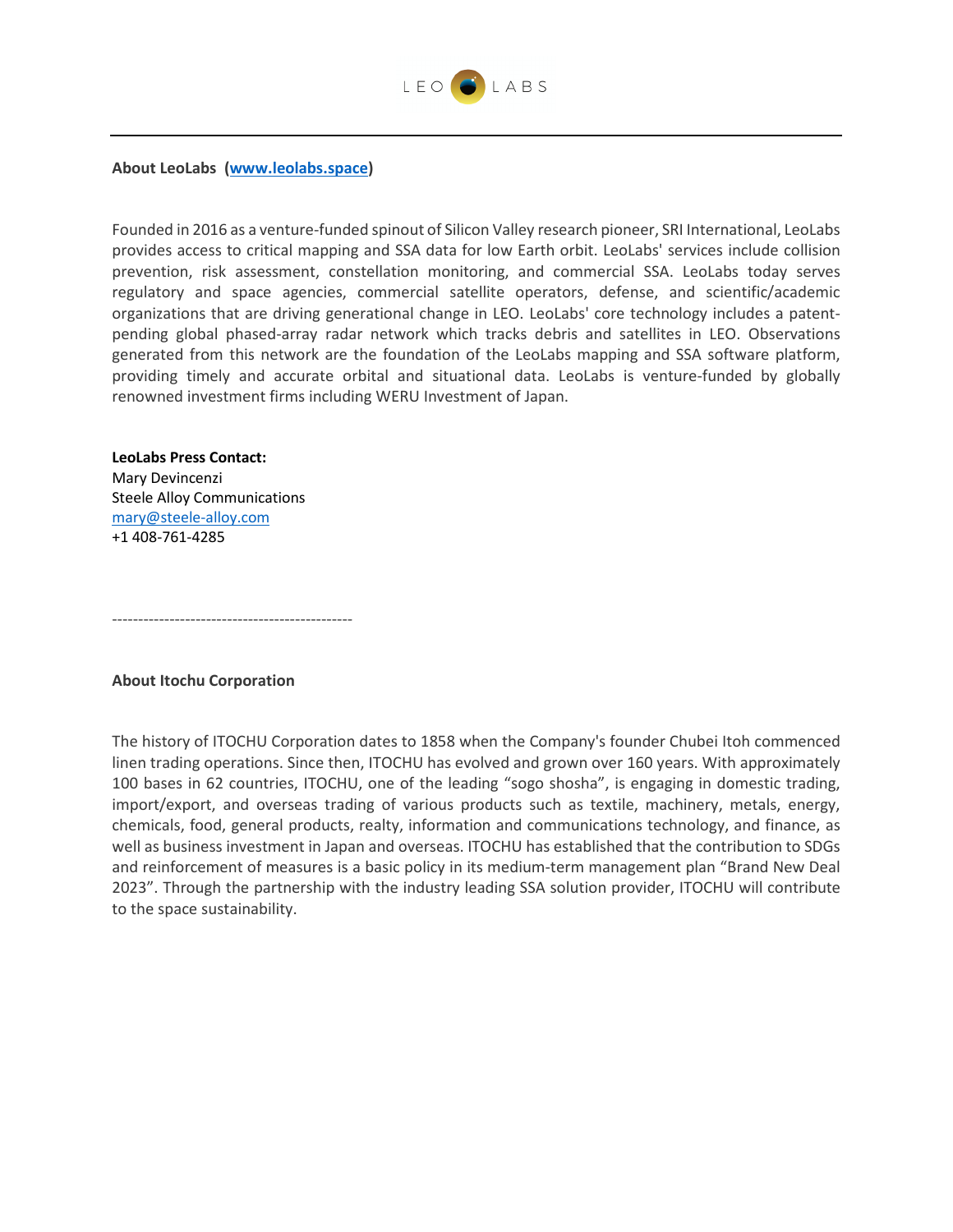**About LeoLabs ([www.leolabs.space](http://www.leolabs.space))**

Founded in 2016 as a venture-funded spinout of Silicon Valley research pioneer, SRI International, LeoLabs provides access to critical mapping and SSA data for low Earth orbit. LeoLabs' services include collision prevention, risk assessment, constellation monitoring, and commercial SSA. LeoLabs today serves regulatory and space agencies, commercial satellite operators, defense, and scientific/academic organizations that are driving generational change in LEO. LeoLabs' core technology includes a patent-pending global phased-array radar network which tracks debris and satellites in LEO. Observations generated from this network are the foundation of the LeoLabs mapping and SSA software platform, providing timely and accurate orbital and situational data. LeoLabs is venture-funded by globally renowned investment firms including WERU Investment of Japan.

**LeoLabs Press Contact:**
Mary Devincenzi
Steele Alloy Communications
[mary@steele-alloy.com](mailto:mary@steele-alloy.com)
+1 408-761-4285

----------------------------------------------

**About Itochu Corporation**

The history of ITOCHU Corporation dates to 1858 when the Company's founder Chubei Itoh commenced linen trading operations. Since then, ITOCHU has evolved and grown over 160 years. With approximately 100 bases in 62 countries, ITOCHU, one of the leading “sogo shosha”, is engaging in domestic trading, import/export, and overseas trading of various products such as textile, machinery, metals, energy, chemicals, food, general products, realty, information and communications technology, and finance, as well as business investment in Japan and overseas. ITOCHU has established that the contribution to SDGs and reinforcement of measures is a basic policy in its medium-term management plan “Brand New Deal 2023”. Through the partnership with the industry leading SSA solution provider, ITOCHU will contribute to the space sustainability.